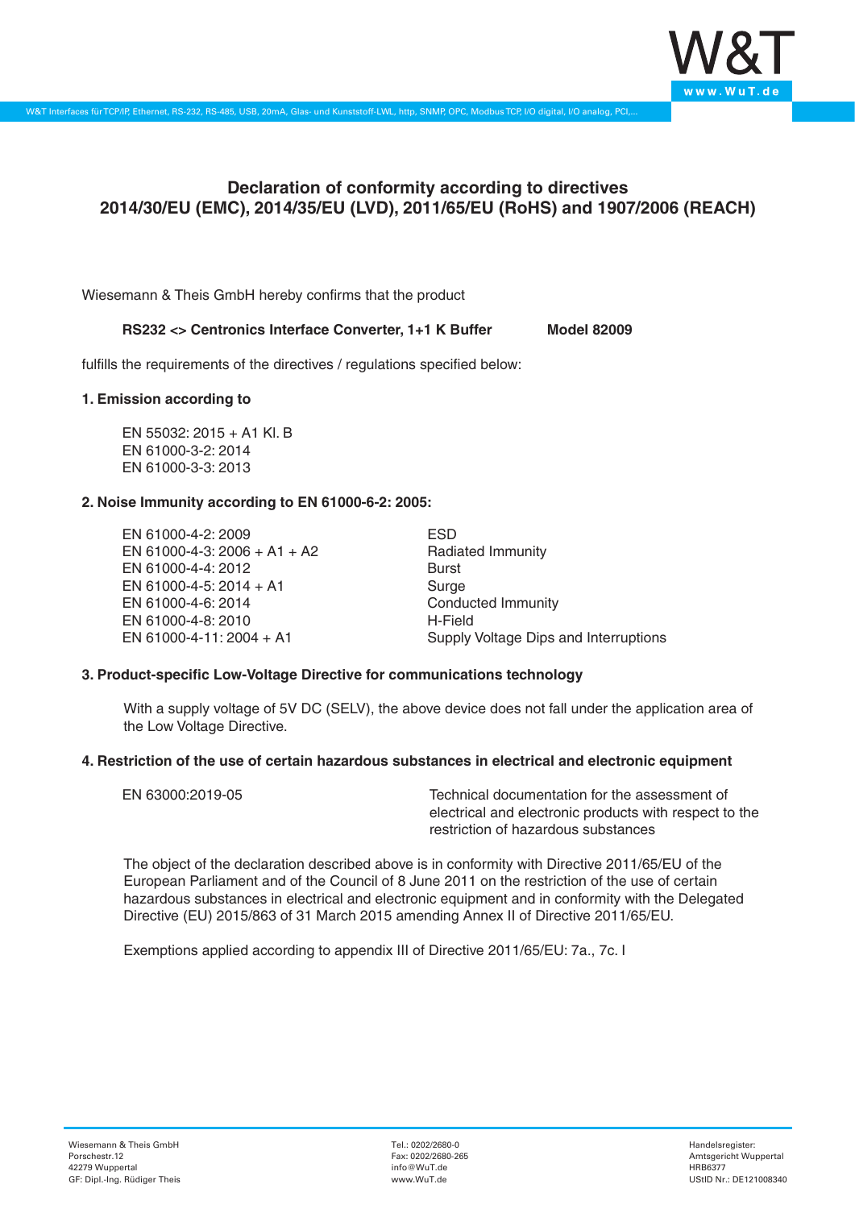# Declaration of conformity according to directives 2014/30/EU (EMC), 2014/35/EU (LVD), 2011/65/EU (RoHS) and 1907/2006 (REACH)

Wiesemann & Theis GmbH hereby confirms that the product

**RS232 <> Centronics Interface Converter, 1+1 K Buffer** **Model 82009**

fulfills the requirements of the directives / regulations specified below:

### 1. Emission according to

EN 55032: 2015 + A1 Kl. B
EN 61000-3-2: 2014
EN 61000-3-3: 2013

### 2. Noise Immunity according to EN 61000-6-2: 2005:

| | |
|---|---|
| EN 61000-4-2: 2009 | ESD |
| EN 61000-4-3: 2006 + A1 + A2 | Radiated Immunity |
| EN 61000-4-4: 2012 | Burst |
| EN 61000-4-5: 2014 + A1 | Surge |
| EN 61000-4-6: 2014 | Conducted Immunity |
| EN 61000-4-8: 2010 | H-Field |
| EN 61000-4-11: 2004 + A1 | Supply Voltage Dips and Interruptions |

### 3. Product-specific Low-Voltage Directive for communications technology

With a supply voltage of 5V DC (SELV), the above device does not fall under the application area of the Low Voltage Directive.

### 4. Restriction of the use of certain hazardous substances in electrical and electronic equipment

| | |
|---|---|
| EN 63000:2019-05 | Technical documentation for the assessment of electrical and electronic products with respect to the restriction of hazardous substances |

The object of the declaration described above is in conformity with Directive 2011/65/EU of the European Parliament and of the Council of 8 June 2011 on the restriction of the use of certain hazardous substances in electrical and electronic equipment and in conformity with the Delegated Directive (EU) 2015/863 of 31 March 2015 amending Annex II of Directive 2011/65/EU.

Exemptions applied according to appendix III of Directive 2011/65/EU: 7a., 7c. I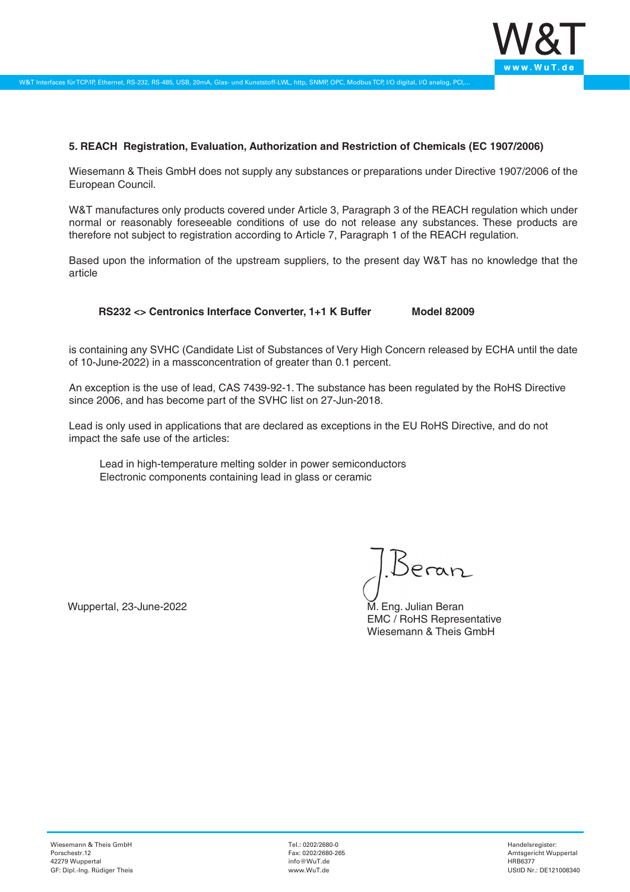## 5. REACH Registration, Evaluation, Authorization and Restriction of Chemicals (EC 1907/2006)

Wiesemann & Theis GmbH does not supply any substances or preparations under Directive 1907/2006 of the European Council.

W&T manufactures only products covered under Article 3, Paragraph 3 of the REACH regulation which under normal or reasonably foreseeable conditions of use do not release any substances. These products are therefore not subject to registration according to Article 7, Paragraph 1 of the REACH regulation.

Based upon the information of the upstream suppliers, to the present day W&T has no knowledge that the article

**RS232 <> Centronics Interface Converter, 1+1 K Buffer** **Model 82009**

is containing any SVHC (Candidate List of Substances of Very High Concern released by ECHA until the date of 10-June-2022) in a massconcentration of greater than 0.1 percent.

An exception is the use of lead, CAS 7439-92-1. The substance has been regulated by the RoHS Directive since 2006, and has become part of the SVHC list on 27-Jun-2018.

Lead is only used in applications that are declared as exceptions in the EU RoHS Directive, and do not impact the safe use of the articles:

Lead in high-temperature melting solder in power semiconductors
Electronic components containing lead in glass or ceramic

Wuppertal, 23-June-2022

J. Beran

M. Eng. Julian Beran
EMC / RoHS Representative
Wiesemann & Theis GmbH